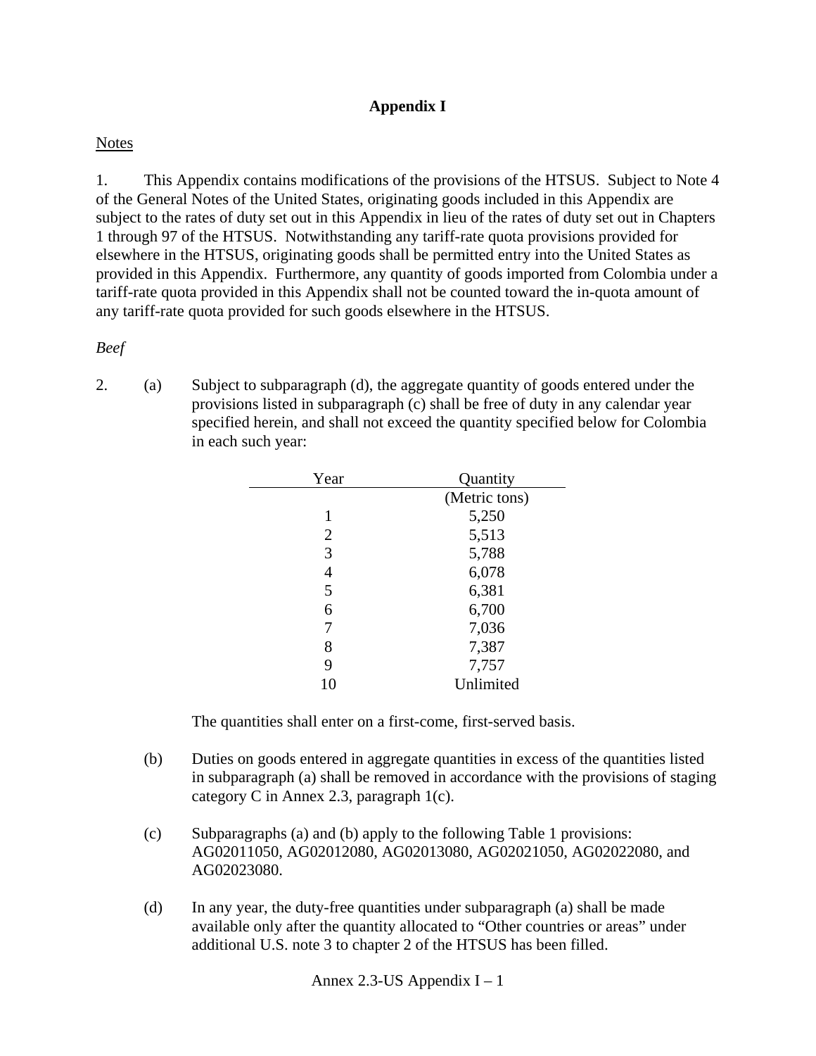# Appendix I

Notes

1. This Appendix contains modifications of the provisions of the HTSUS. Subject to Note 4 of the General Notes of the United States, originating goods included in this Appendix are subject to the rates of duty set out in this Appendix in lieu of the rates of duty set out in Chapters 1 through 97 of the HTSUS. Notwithstanding any tariff-rate quota provisions provided for elsewhere in the HTSUS, originating goods shall be permitted entry into the United States as provided in this Appendix. Furthermore, any quantity of goods imported from Colombia under a tariff-rate quota provided in this Appendix shall not be counted toward the in-quota amount of any tariff-rate quota provided for such goods elsewhere in the HTSUS.

*Beef*

2. (a) Subject to subparagraph (d), the aggregate quantity of goods entered under the provisions listed in subparagraph (c) shall be free of duty in any calendar year specified herein, and shall not exceed the quantity specified below for Colombia in each such year:

| Year | Quantity (Metric tons) |
| --- | --- |
| 1 | 5,250 |
| 2 | 5,513 |
| 3 | 5,788 |
| 4 | 6,078 |
| 5 | 6,381 |
| 6 | 6,700 |
| 7 | 7,036 |
| 8 | 7,387 |
| 9 | 7,757 |
| 10 | Unlimited |

The quantities shall enter on a first-come, first-served basis.

(b) Duties on goods entered in aggregate quantities in excess of the quantities listed in subparagraph (a) shall be removed in accordance with the provisions of staging category C in Annex 2.3, paragraph 1(c).

(c) Subparagraphs (a) and (b) apply to the following Table 1 provisions: AG02011050, AG02012080, AG02013080, AG02021050, AG02022080, and AG02023080.

(d) In any year, the duty-free quantities under subparagraph (a) shall be made available only after the quantity allocated to "Other countries or areas" under additional U.S. note 3 to chapter 2 of the HTSUS has been filled.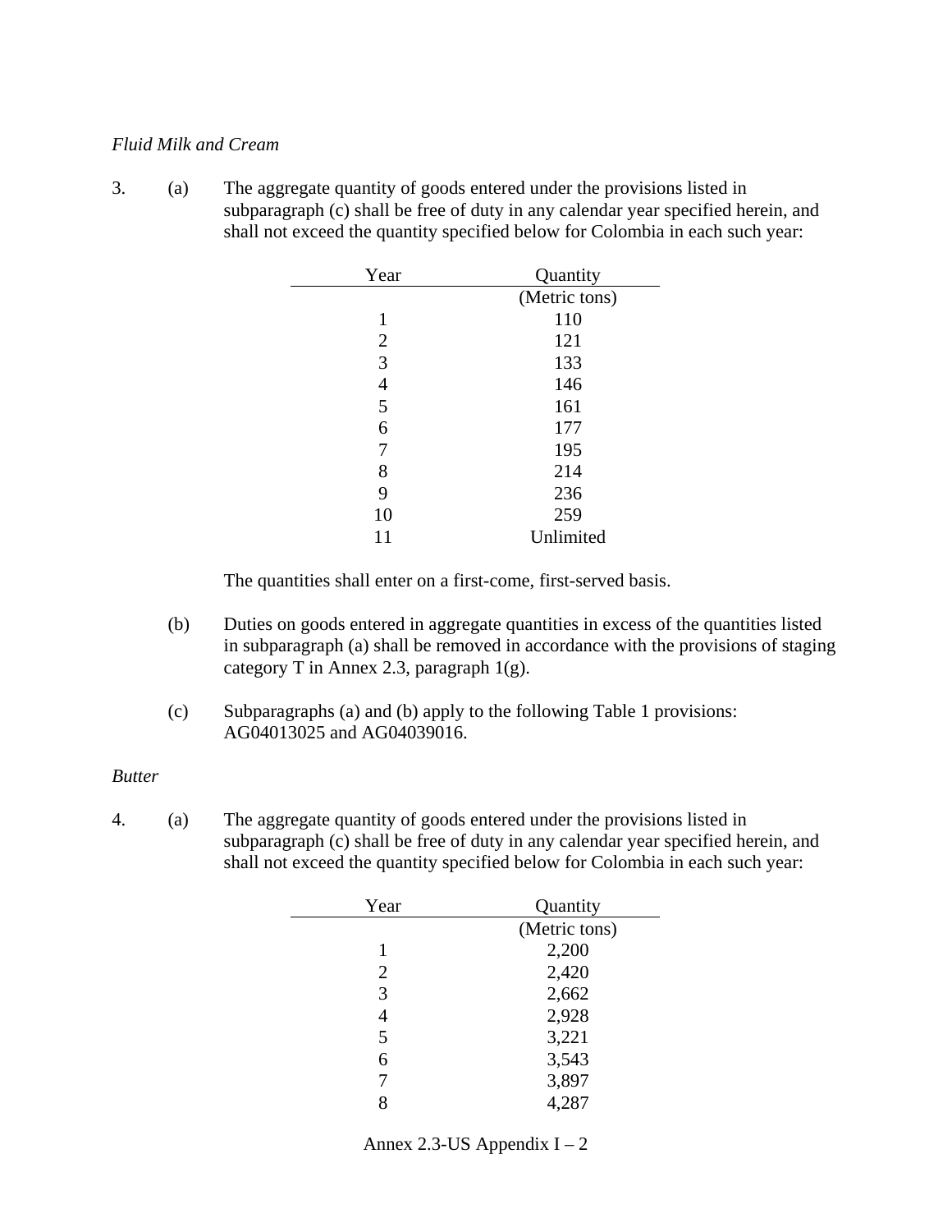*Fluid Milk and Cream*

3. (a) The aggregate quantity of goods entered under the provisions listed in subparagraph (c) shall be free of duty in any calendar year specified herein, and shall not exceed the quantity specified below for Colombia in each such year:

| Year | Quantity |
|---|---|
| | (Metric tons) |
| 1 | 110 |
| 2 | 121 |
| 3 | 133 |
| 4 | 146 |
| 5 | 161 |
| 6 | 177 |
| 7 | 195 |
| 8 | 214 |
| 9 | 236 |
| 10 | 259 |
| 11 | Unlimited |

The quantities shall enter on a first-come, first-served basis.

(b) Duties on goods entered in aggregate quantities in excess of the quantities listed in subparagraph (a) shall be removed in accordance with the provisions of staging category T in Annex 2.3, paragraph 1(g).

(c) Subparagraphs (a) and (b) apply to the following Table 1 provisions: AG04013025 and AG04039016.

*Butter*

4. (a) The aggregate quantity of goods entered under the provisions listed in subparagraph (c) shall be free of duty in any calendar year specified herein, and shall not exceed the quantity specified below for Colombia in each such year:

| Year | Quantity |
|---|---|
| | (Metric tons) |
| 1 | 2,200 |
| 2 | 2,420 |
| 3 | 2,662 |
| 4 | 2,928 |
| 5 | 3,221 |
| 6 | 3,543 |
| 7 | 3,897 |
| 8 | 4,287 |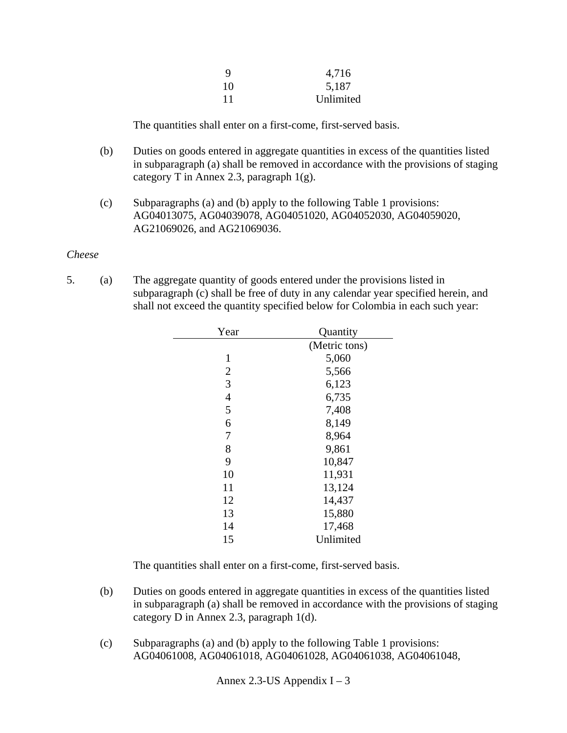| | |
|---|---|
| 9 | 4,716 |
| 10 | 5,187 |
| 11 | Unlimited |

The quantities shall enter on a first-come, first-served basis.

(b) Duties on goods entered in aggregate quantities in excess of the quantities listed in subparagraph (a) shall be removed in accordance with the provisions of staging category T in Annex 2.3, paragraph 1(g).

(c) Subparagraphs (a) and (b) apply to the following Table 1 provisions: AG04013075, AG04039078, AG04051020, AG04052030, AG04059020, AG21069026, and AG21069036.

*Cheese*

5. (a) The aggregate quantity of goods entered under the provisions listed in subparagraph (c) shall be free of duty in any calendar year specified herein, and shall not exceed the quantity specified below for Colombia in each such year:

| Year | Quantity (Metric tons) |
|---|---|
| 1 | 5,060 |
| 2 | 5,566 |
| 3 | 6,123 |
| 4 | 6,735 |
| 5 | 7,408 |
| 6 | 8,149 |
| 7 | 8,964 |
| 8 | 9,861 |
| 9 | 10,847 |
| 10 | 11,931 |
| 11 | 13,124 |
| 12 | 14,437 |
| 13 | 15,880 |
| 14 | 17,468 |
| 15 | Unlimited |

The quantities shall enter on a first-come, first-served basis.

(b) Duties on goods entered in aggregate quantities in excess of the quantities listed in subparagraph (a) shall be removed in accordance with the provisions of staging category D in Annex 2.3, paragraph 1(d).

(c) Subparagraphs (a) and (b) apply to the following Table 1 provisions: AG04061008, AG04061018, AG04061028, AG04061038, AG04061048,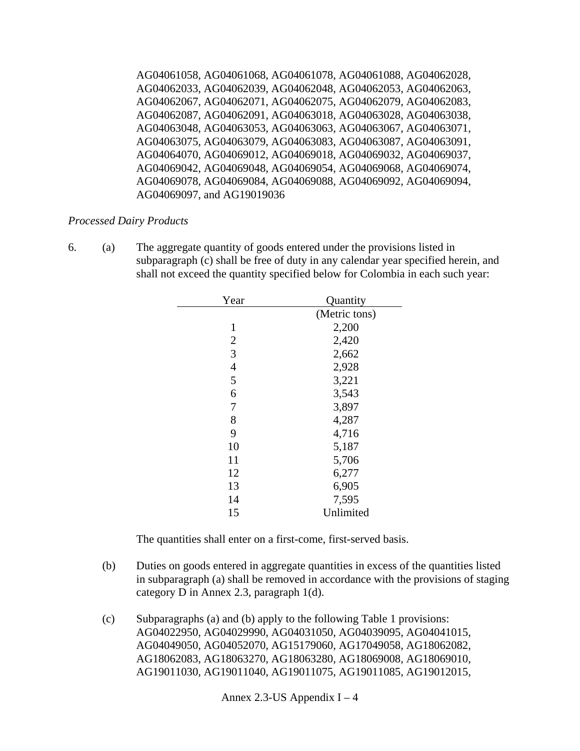AG04061058, AG04061068, AG04061078, AG04061088, AG04062028, AG04062033, AG04062039, AG04062048, AG04062053, AG04062063, AG04062067, AG04062071, AG04062075, AG04062079, AG04062083, AG04062087, AG04062091, AG04063018, AG04063028, AG04063038, AG04063048, AG04063053, AG04063063, AG04063067, AG04063071, AG04063075, AG04063079, AG04063083, AG04063087, AG04063091, AG04064070, AG04069012, AG04069018, AG04069032, AG04069037, AG04069042, AG04069048, AG04069054, AG04069068, AG04069074, AG04069078, AG04069084, AG04069088, AG04069092, AG04069094, AG04069097, and AG19019036

*Processed Dairy Products*

6. (a) The aggregate quantity of goods entered under the provisions listed in subparagraph (c) shall be free of duty in any calendar year specified herein, and shall not exceed the quantity specified below for Colombia in each such year:

| Year | Quantity (Metric tons) |
|---|---|
| 1 | 2,200 |
| 2 | 2,420 |
| 3 | 2,662 |
| 4 | 2,928 |
| 5 | 3,221 |
| 6 | 3,543 |
| 7 | 3,897 |
| 8 | 4,287 |
| 9 | 4,716 |
| 10 | 5,187 |
| 11 | 5,706 |
| 12 | 6,277 |
| 13 | 6,905 |
| 14 | 7,595 |
| 15 | Unlimited |

The quantities shall enter on a first-come, first-served basis.

(b) Duties on goods entered in aggregate quantities in excess of the quantities listed in subparagraph (a) shall be removed in accordance with the provisions of staging category D in Annex 2.3, paragraph 1(d).

(c) Subparagraphs (a) and (b) apply to the following Table 1 provisions: AG04022950, AG04029990, AG04031050, AG04039095, AG04041015, AG04049050, AG04052070, AG15179060, AG17049058, AG18062082, AG18062083, AG18063270, AG18063280, AG18069008, AG18069010, AG19011030, AG19011040, AG19011075, AG19011085, AG19012015,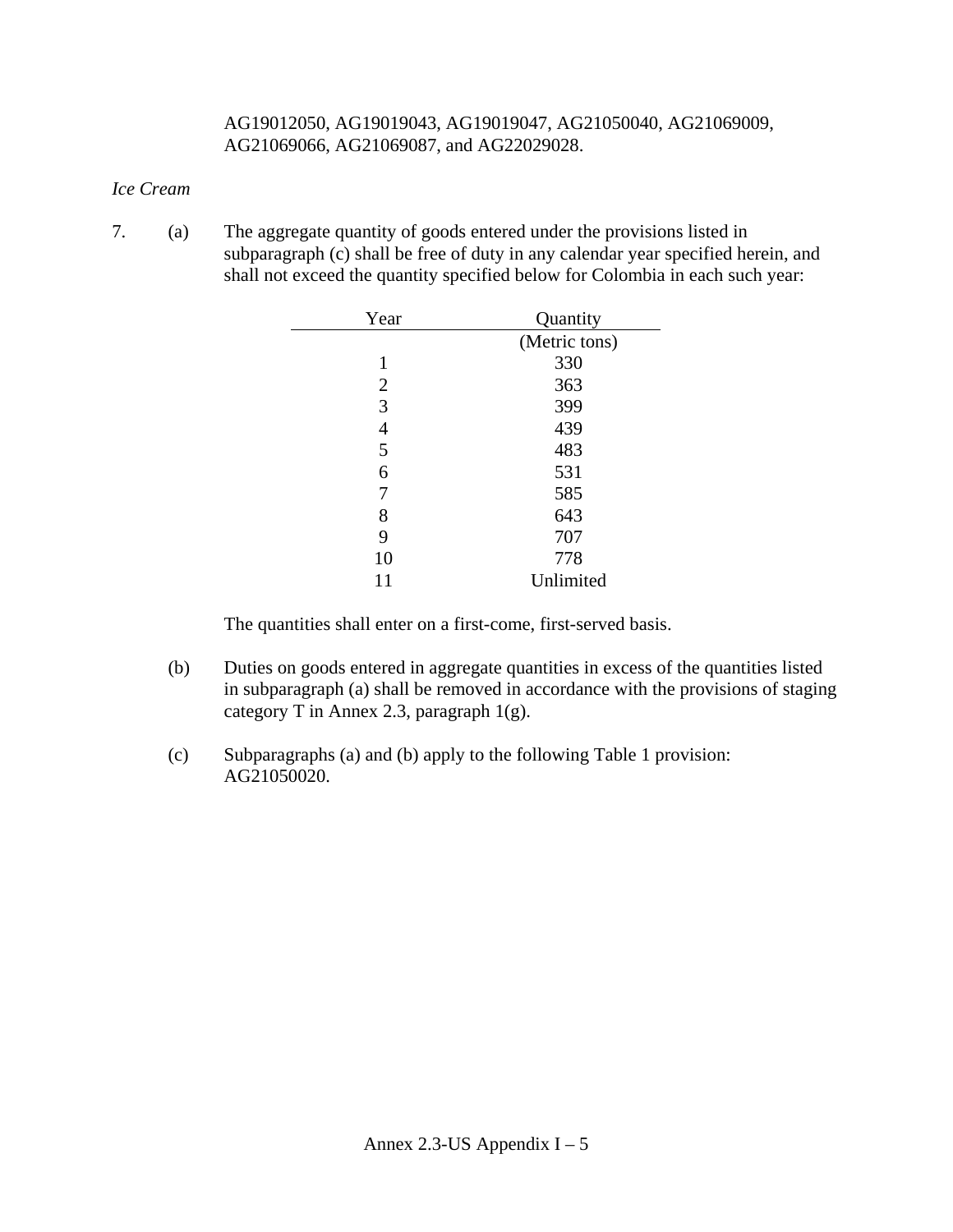AG19012050, AG19019043, AG19019047, AG21050040, AG21069009, AG21069066, AG21069087, and AG22029028.

*Ice Cream*

7. (a) The aggregate quantity of goods entered under the provisions listed in subparagraph (c) shall be free of duty in any calendar year specified herein, and shall not exceed the quantity specified below for Colombia in each such year:

| Year | Quantity |
|---|---|
| | (Metric tons) |
| 1 | 330 |
| 2 | 363 |
| 3 | 399 |
| 4 | 439 |
| 5 | 483 |
| 6 | 531 |
| 7 | 585 |
| 8 | 643 |
| 9 | 707 |
| 10 | 778 |
| 11 | Unlimited |

The quantities shall enter on a first-come, first-served basis.

(b) Duties on goods entered in aggregate quantities in excess of the quantities listed in subparagraph (a) shall be removed in accordance with the provisions of staging category T in Annex 2.3, paragraph 1(g).

(c) Subparagraphs (a) and (b) apply to the following Table 1 provision: AG21050020.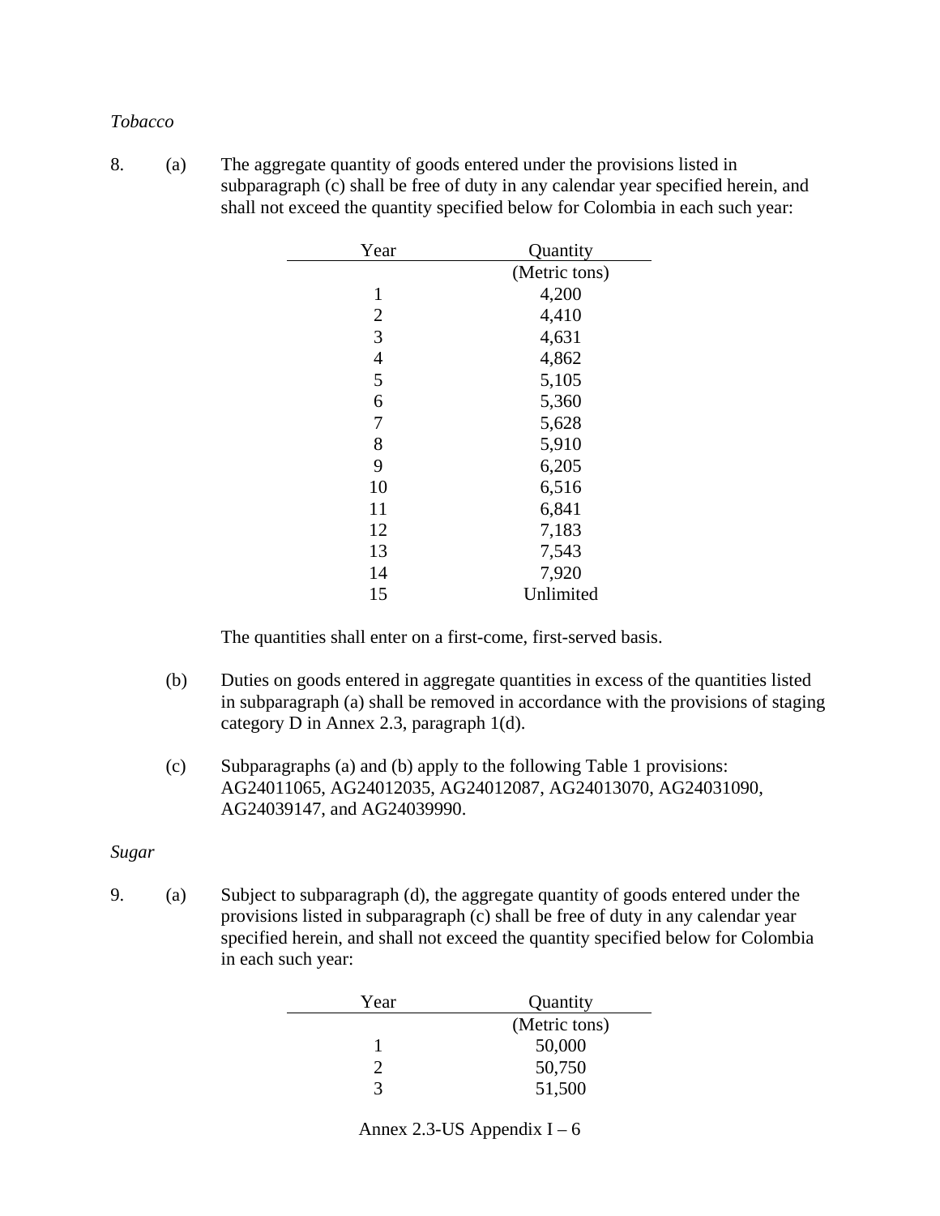*Tobacco*

8. (a) The aggregate quantity of goods entered under the provisions listed in subparagraph (c) shall be free of duty in any calendar year specified herein, and shall not exceed the quantity specified below for Colombia in each such year:

| Year | Quantity |
|---|---|
| | (Metric tons) |
| 1 | 4,200 |
| 2 | 4,410 |
| 3 | 4,631 |
| 4 | 4,862 |
| 5 | 5,105 |
| 6 | 5,360 |
| 7 | 5,628 |
| 8 | 5,910 |
| 9 | 6,205 |
| 10 | 6,516 |
| 11 | 6,841 |
| 12 | 7,183 |
| 13 | 7,543 |
| 14 | 7,920 |
| 15 | Unlimited |

The quantities shall enter on a first-come, first-served basis.

(b) Duties on goods entered in aggregate quantities in excess of the quantities listed in subparagraph (a) shall be removed in accordance with the provisions of staging category D in Annex 2.3, paragraph 1(d).

(c) Subparagraphs (a) and (b) apply to the following Table 1 provisions: AG24011065, AG24012035, AG24012087, AG24013070, AG24031090, AG24039147, and AG24039990.

*Sugar*

9. (a) Subject to subparagraph (d), the aggregate quantity of goods entered under the provisions listed in subparagraph (c) shall be free of duty in any calendar year specified herein, and shall not exceed the quantity specified below for Colombia in each such year:

| Year | Quantity |
|---|---|
| | (Metric tons) |
| 1 | 50,000 |
| 2 | 50,750 |
| 3 | 51,500 |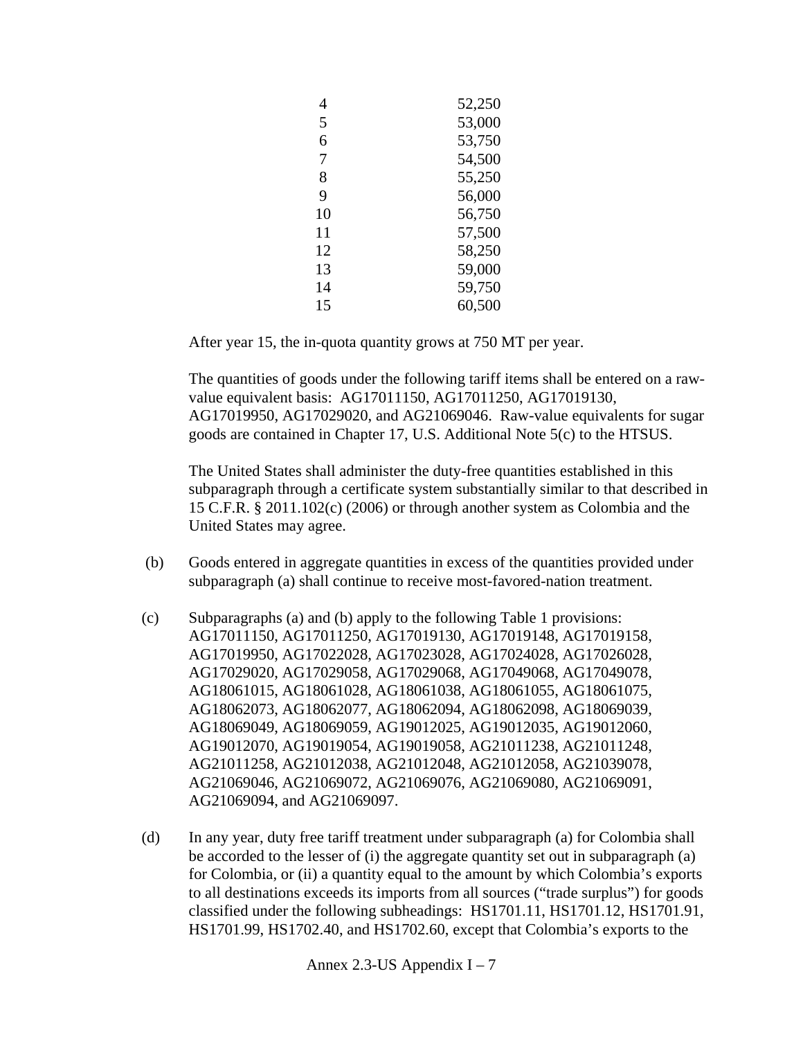| | |
|---|---|
| 4 | 52,250 |
| 5 | 53,000 |
| 6 | 53,750 |
| 7 | 54,500 |
| 8 | 55,250 |
| 9 | 56,000 |
| 10 | 56,750 |
| 11 | 57,500 |
| 12 | 58,250 |
| 13 | 59,000 |
| 14 | 59,750 |
| 15 | 60,500 |

After year 15, the in-quota quantity grows at 750 MT per year.

The quantities of goods under the following tariff items shall be entered on a raw-value equivalent basis: AG17011150, AG17011250, AG17019130, AG17019950, AG17029020, and AG21069046. Raw-value equivalents for sugar goods are contained in Chapter 17, U.S. Additional Note 5(c) to the HTSUS.

The United States shall administer the duty-free quantities established in this subparagraph through a certificate system substantially similar to that described in 15 C.F.R. § 2011.102(c) (2006) or through another system as Colombia and the United States may agree.

(b) Goods entered in aggregate quantities in excess of the quantities provided under subparagraph (a) shall continue to receive most-favored-nation treatment.

(c) Subparagraphs (a) and (b) apply to the following Table 1 provisions: AG17011150, AG17011250, AG17019130, AG17019148, AG17019158, AG17019950, AG17022028, AG17023028, AG17024028, AG17026028, AG17029020, AG17029058, AG17029068, AG17049068, AG17049078, AG18061015, AG18061028, AG18061038, AG18061055, AG18061075, AG18062073, AG18062077, AG18062094, AG18062098, AG18069039, AG18069049, AG18069059, AG19012025, AG19012035, AG19012060, AG19012070, AG19019054, AG19019058, AG21011238, AG21011248, AG21011258, AG21012038, AG21012048, AG21012058, AG21039078, AG21069046, AG21069072, AG21069076, AG21069080, AG21069091, AG21069094, and AG21069097.

(d) In any year, duty free tariff treatment under subparagraph (a) for Colombia shall be accorded to the lesser of (i) the aggregate quantity set out in subparagraph (a) for Colombia, or (ii) a quantity equal to the amount by which Colombia's exports to all destinations exceeds its imports from all sources ("trade surplus") for goods classified under the following subheadings: HS1701.11, HS1701.12, HS1701.91, HS1701.99, HS1702.40, and HS1702.60, except that Colombia's exports to the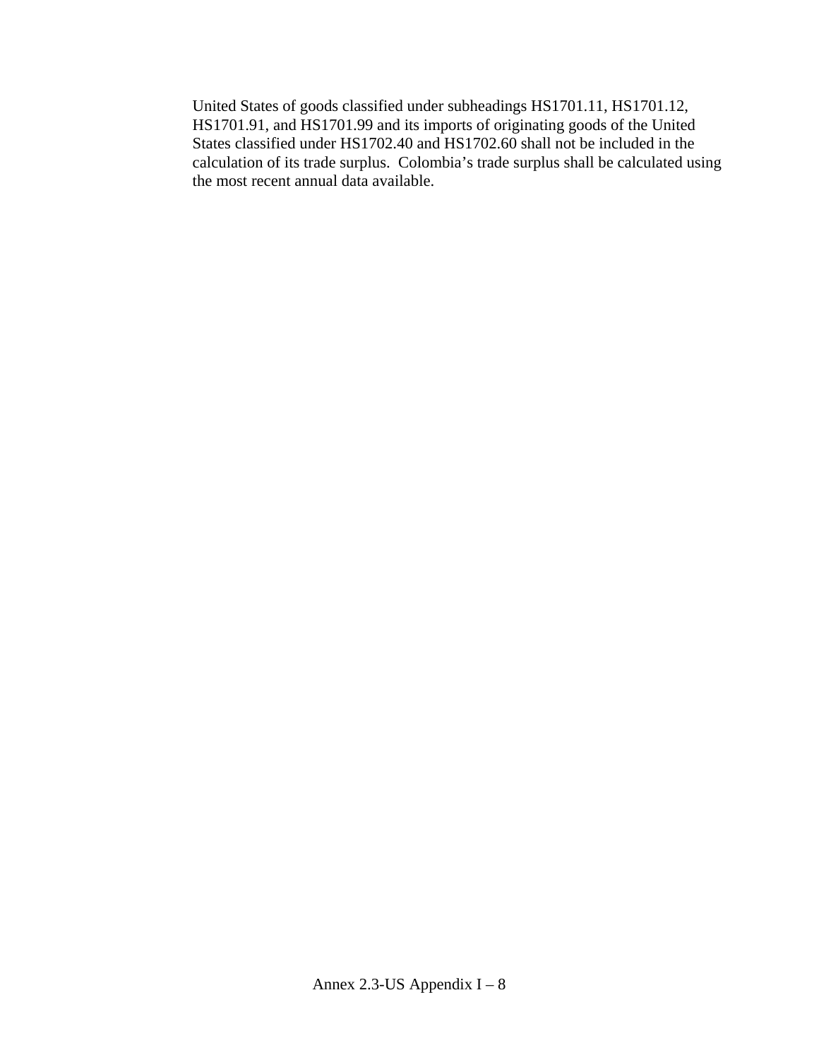United States of goods classified under subheadings HS1701.11, HS1701.12, HS1701.91, and HS1701.99 and its imports of originating goods of the United States classified under HS1702.40 and HS1702.60 shall not be included in the calculation of its trade surplus. Colombia's trade surplus shall be calculated using the most recent annual data available.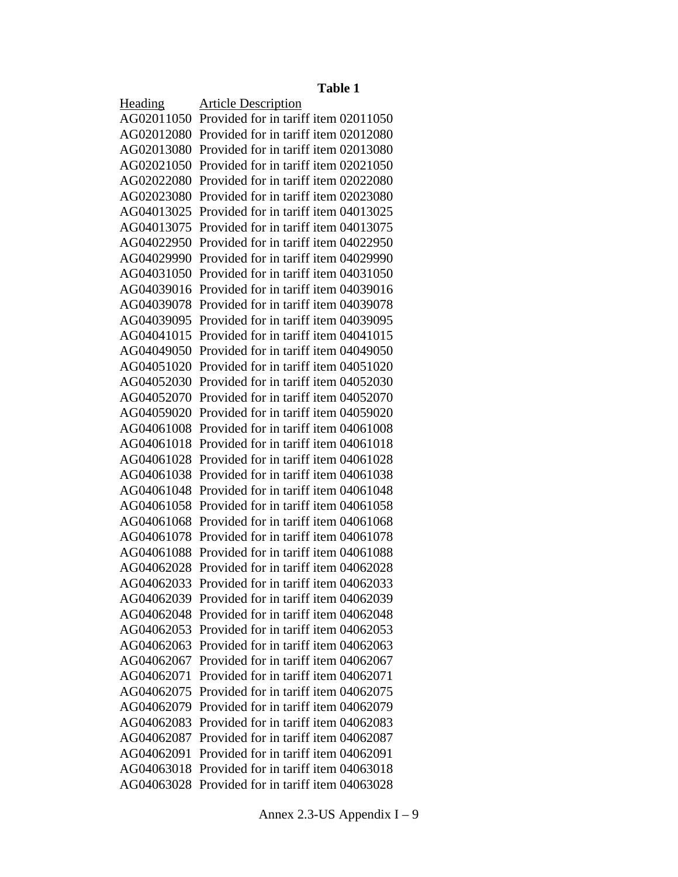**Table 1**

| Heading | Article Description |
|---|---|
| AG02011050 | Provided for in tariff item 02011050 |
| AG02012080 | Provided for in tariff item 02012080 |
| AG02013080 | Provided for in tariff item 02013080 |
| AG02021050 | Provided for in tariff item 02021050 |
| AG02022080 | Provided for in tariff item 02022080 |
| AG02023080 | Provided for in tariff item 02023080 |
| AG04013025 | Provided for in tariff item 04013025 |
| AG04013075 | Provided for in tariff item 04013075 |
| AG04022950 | Provided for in tariff item 04022950 |
| AG04029990 | Provided for in tariff item 04029990 |
| AG04031050 | Provided for in tariff item 04031050 |
| AG04039016 | Provided for in tariff item 04039016 |
| AG04039078 | Provided for in tariff item 04039078 |
| AG04039095 | Provided for in tariff item 04039095 |
| AG04041015 | Provided for in tariff item 04041015 |
| AG04049050 | Provided for in tariff item 04049050 |
| AG04051020 | Provided for in tariff item 04051020 |
| AG04052030 | Provided for in tariff item 04052030 |
| AG04052070 | Provided for in tariff item 04052070 |
| AG04059020 | Provided for in tariff item 04059020 |
| AG04061008 | Provided for in tariff item 04061008 |
| AG04061018 | Provided for in tariff item 04061018 |
| AG04061028 | Provided for in tariff item 04061028 |
| AG04061038 | Provided for in tariff item 04061038 |
| AG04061048 | Provided for in tariff item 04061048 |
| AG04061058 | Provided for in tariff item 04061058 |
| AG04061068 | Provided for in tariff item 04061068 |
| AG04061078 | Provided for in tariff item 04061078 |
| AG04061088 | Provided for in tariff item 04061088 |
| AG04062028 | Provided for in tariff item 04062028 |
| AG04062033 | Provided for in tariff item 04062033 |
| AG04062039 | Provided for in tariff item 04062039 |
| AG04062048 | Provided for in tariff item 04062048 |
| AG04062053 | Provided for in tariff item 04062053 |
| AG04062063 | Provided for in tariff item 04062063 |
| AG04062067 | Provided for in tariff item 04062067 |
| AG04062071 | Provided for in tariff item 04062071 |
| AG04062075 | Provided for in tariff item 04062075 |
| AG04062079 | Provided for in tariff item 04062079 |
| AG04062083 | Provided for in tariff item 04062083 |
| AG04062087 | Provided for in tariff item 04062087 |
| AG04062091 | Provided for in tariff item 04062091 |
| AG04063018 | Provided for in tariff item 04063018 |
| AG04063028 | Provided for in tariff item 04063028 |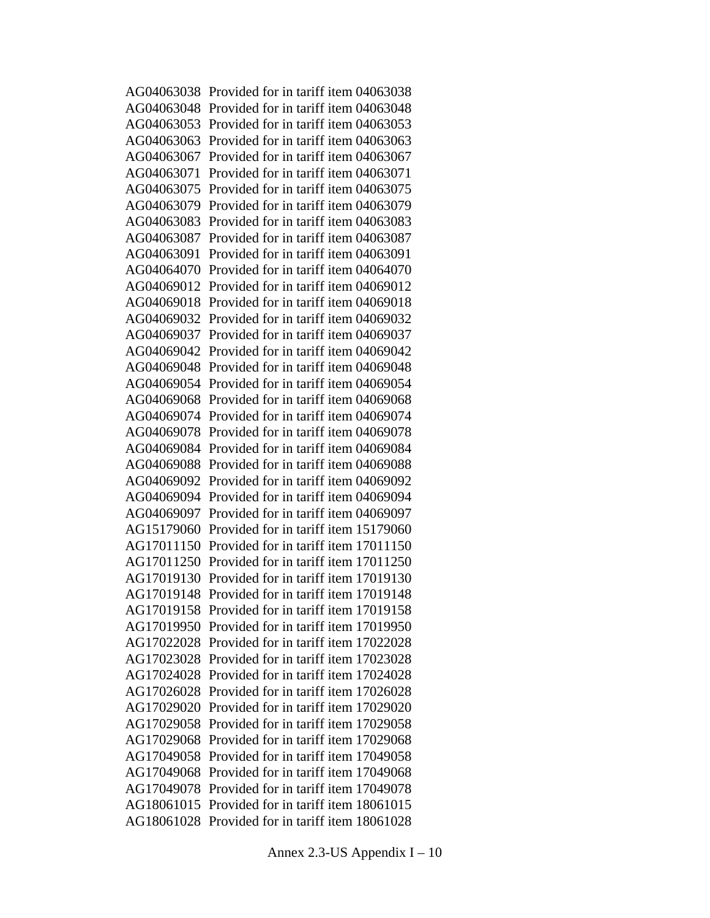AG04063038 Provided for in tariff item 04063038
AG04063048 Provided for in tariff item 04063048
AG04063053 Provided for in tariff item 04063053
AG04063063 Provided for in tariff item 04063063
AG04063067 Provided for in tariff item 04063067
AG04063071 Provided for in tariff item 04063071
AG04063075 Provided for in tariff item 04063075
AG04063079 Provided for in tariff item 04063079
AG04063083 Provided for in tariff item 04063083
AG04063087 Provided for in tariff item 04063087
AG04063091 Provided for in tariff item 04063091
AG04064070 Provided for in tariff item 04064070
AG04069012 Provided for in tariff item 04069012
AG04069018 Provided for in tariff item 04069018
AG04069032 Provided for in tariff item 04069032
AG04069037 Provided for in tariff item 04069037
AG04069042 Provided for in tariff item 04069042
AG04069048 Provided for in tariff item 04069048
AG04069054 Provided for in tariff item 04069054
AG04069068 Provided for in tariff item 04069068
AG04069074 Provided for in tariff item 04069074
AG04069078 Provided for in tariff item 04069078
AG04069084 Provided for in tariff item 04069084
AG04069088 Provided for in tariff item 04069088
AG04069092 Provided for in tariff item 04069092
AG04069094 Provided for in tariff item 04069094
AG04069097 Provided for in tariff item 04069097
AG15179060 Provided for in tariff item 15179060
AG17011150 Provided for in tariff item 17011150
AG17011250 Provided for in tariff item 17011250
AG17019130 Provided for in tariff item 17019130
AG17019148 Provided for in tariff item 17019148
AG17019158 Provided for in tariff item 17019158
AG17019950 Provided for in tariff item 17019950
AG17022028 Provided for in tariff item 17022028
AG17023028 Provided for in tariff item 17023028
AG17024028 Provided for in tariff item 17024028
AG17026028 Provided for in tariff item 17026028
AG17029020 Provided for in tariff item 17029020
AG17029058 Provided for in tariff item 17029058
AG17029068 Provided for in tariff item 17029068
AG17049058 Provided for in tariff item 17049058
AG17049068 Provided for in tariff item 17049068
AG17049078 Provided for in tariff item 17049078
AG18061015 Provided for in tariff item 18061015
AG18061028 Provided for in tariff item 18061028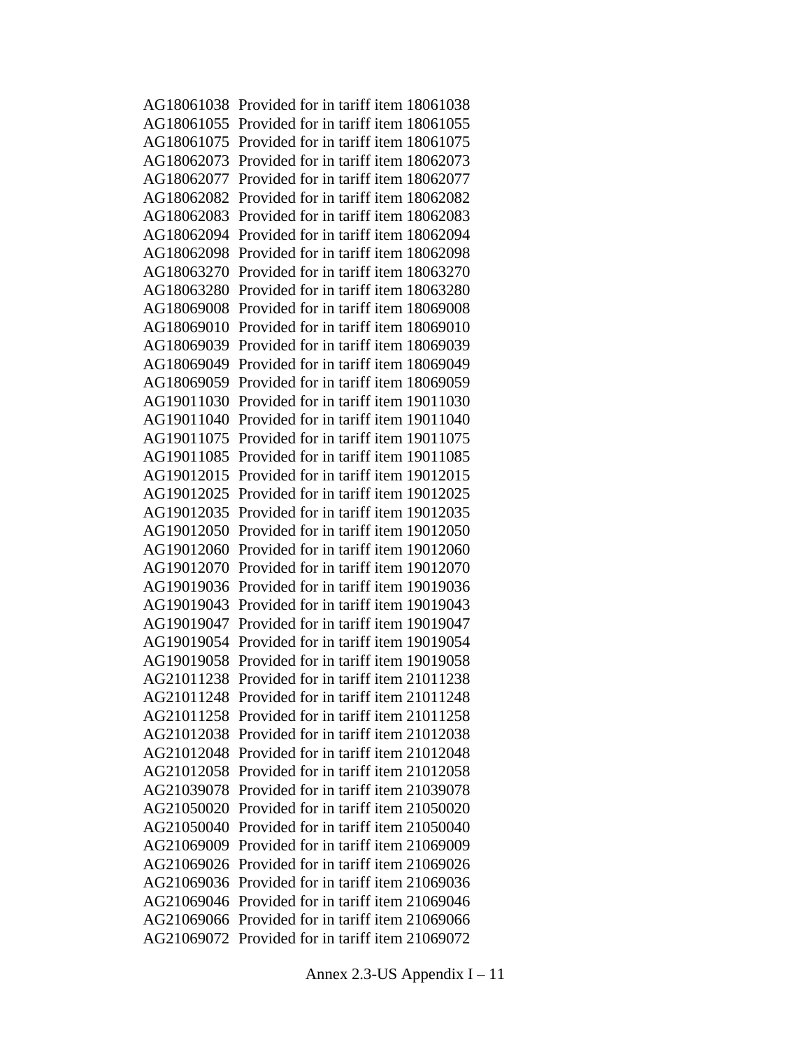AG18061038 Provided for in tariff item 18061038
AG18061055 Provided for in tariff item 18061055
AG18061075 Provided for in tariff item 18061075
AG18062073 Provided for in tariff item 18062073
AG18062077 Provided for in tariff item 18062077
AG18062082 Provided for in tariff item 18062082
AG18062083 Provided for in tariff item 18062083
AG18062094 Provided for in tariff item 18062094
AG18062098 Provided for in tariff item 18062098
AG18063270 Provided for in tariff item 18063270
AG18063280 Provided for in tariff item 18063280
AG18069008 Provided for in tariff item 18069008
AG18069010 Provided for in tariff item 18069010
AG18069039 Provided for in tariff item 18069039
AG18069049 Provided for in tariff item 18069049
AG18069059 Provided for in tariff item 18069059
AG19011030 Provided for in tariff item 19011030
AG19011040 Provided for in tariff item 19011040
AG19011075 Provided for in tariff item 19011075
AG19011085 Provided for in tariff item 19011085
AG19012015 Provided for in tariff item 19012015
AG19012025 Provided for in tariff item 19012025
AG19012035 Provided for in tariff item 19012035
AG19012050 Provided for in tariff item 19012050
AG19012060 Provided for in tariff item 19012060
AG19012070 Provided for in tariff item 19012070
AG19019036 Provided for in tariff item 19019036
AG19019043 Provided for in tariff item 19019043
AG19019047 Provided for in tariff item 19019047
AG19019054 Provided for in tariff item 19019054
AG19019058 Provided for in tariff item 19019058
AG21011238 Provided for in tariff item 21011238
AG21011248 Provided for in tariff item 21011248
AG21011258 Provided for in tariff item 21011258
AG21012038 Provided for in tariff item 21012038
AG21012048 Provided for in tariff item 21012048
AG21012058 Provided for in tariff item 21012058
AG21039078 Provided for in tariff item 21039078
AG21050020 Provided for in tariff item 21050020
AG21050040 Provided for in tariff item 21050040
AG21069009 Provided for in tariff item 21069009
AG21069026 Provided for in tariff item 21069026
AG21069036 Provided for in tariff item 21069036
AG21069046 Provided for in tariff item 21069046
AG21069066 Provided for in tariff item 21069066
AG21069072 Provided for in tariff item 21069072

Annex 2.3-US Appendix I – 11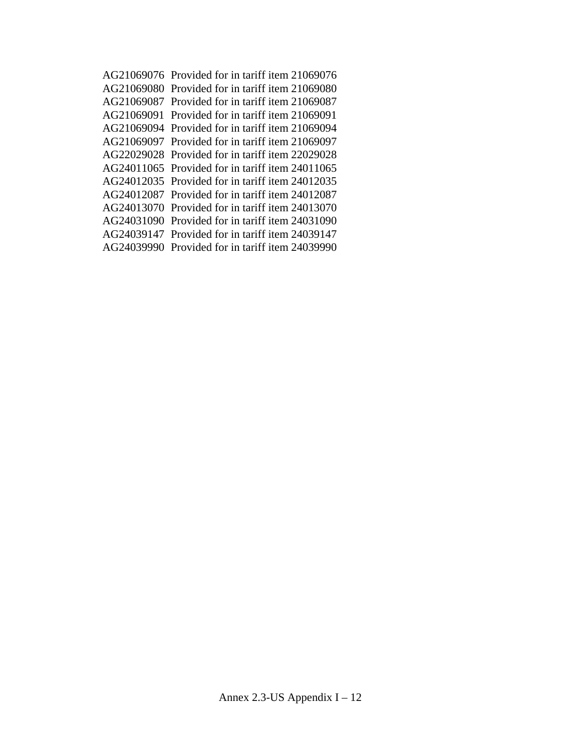| | |
|---|---|
| AG21069076 | Provided for in tariff item 21069076 |
| AG21069080 | Provided for in tariff item 21069080 |
| AG21069087 | Provided for in tariff item 21069087 |
| AG21069091 | Provided for in tariff item 21069091 |
| AG21069094 | Provided for in tariff item 21069094 |
| AG21069097 | Provided for in tariff item 21069097 |
| AG22029028 | Provided for in tariff item 22029028 |
| AG24011065 | Provided for in tariff item 24011065 |
| AG24012035 | Provided for in tariff item 24012035 |
| AG24012087 | Provided for in tariff item 24012087 |
| AG24013070 | Provided for in tariff item 24013070 |
| AG24031090 | Provided for in tariff item 24031090 |
| AG24039147 | Provided for in tariff item 24039147 |
| AG24039990 | Provided for in tariff item 24039990 |